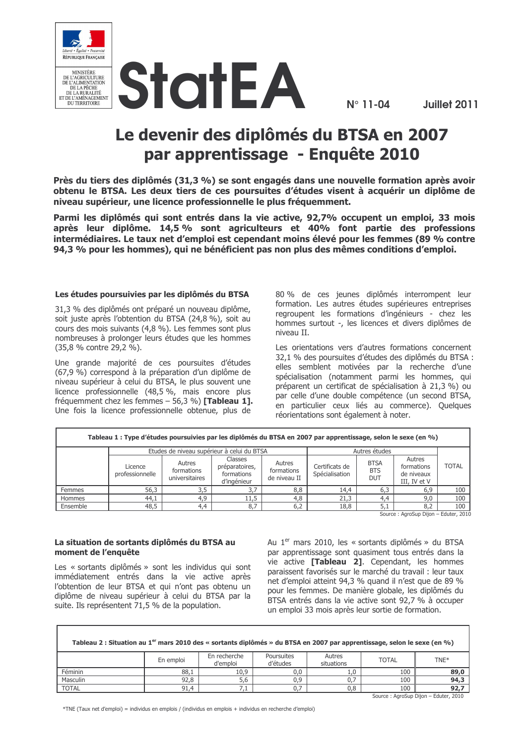StatEA

N° 11-04 Juillet 2011

# Le devenir des diplômés du BTSA en 2007 par apprentissage - Enquête 2010

**Près du tiers des diplômés (31,3 %) se sont engagés dans une nouvelle formation après avoir obtenu le BTSA. Les deux tiers de ces poursuites d'études visent à acquérir un diplôme de niveau supérieur, une licence professionnelle le plus fréquemment.**

**Parmi les diplômés qui sont entrés dans la vie active, 92,7% occupent un emploi, 33 mois après leur diplôme. 14,5 % sont agriculteurs et 40% font partie des professions intermédiaires. Le taux net d'emploi est cependant moins élevé pour les femmes (89 % contre 94,3 % pour les hommes), qui ne bénéficient pas non plus des mêmes conditions d'emploi.**

## Les études poursuivies par les diplômés du BTSA

31,3 % des diplômés ont préparé un nouveau diplôme, soit juste après l'obtention du BTSA (24,8 %), soit au cours des mois suivants (4,8 %). Les femmes sont plus nombreuses à prolonger leurs études que les hommes (35,8 % contre 29,2 %).

Une grande majorité de ces poursuites d'études (67,9 %) correspond à la préparation d'un diplôme de niveau supérieur à celui du BTSA, le plus souvent une licence professionnelle (48,5 %, mais encore plus fréquemment chez les femmes – 56,3 %) **[Tableau 1].** Une fois la licence professionnelle obtenue, plus de 80 % de ces jeunes diplômés interrompent leur formation. Les autres études supérieures entreprises regroupent les formations d'ingénieurs - chez les hommes surtout -, les licences et divers diplômes de niveau II.

Les orientations vers d'autres formations concernent 32,1 % des poursuites d'études des diplômés du BTSA : elles semblent motivées par la recherche d'une spécialisation (notamment parmi les hommes, qui préparent un certificat de spécialisation à 21,3 %) ou par celle d'une double compétence (un second BTSA, en particulier ceux liés au commerce). Quelques réorientations sont également à noter.

**Tableau 1 : Type d'études poursuivies par les diplômés du BTSA en 2007 par apprentissage, selon le sexe (en %)**

| | Etudes de niveau supérieur à celui du BTSA | | | | Autres études | | | |
|---|---|---|---|---|---|---|---|---|
| | Licence professionnelle | Autres formations universitaires | Classes préparatoires, formations d'ingénieur | Autres formations de niveau II | Certificats de Spécialisation | BTSA BTS DUT | Autres formations de niveaux III, IV et V | TOTAL |
| Femmes | 56,3 | 3,5 | 3,7 | 8,8 | 14,4 | 6,3 | 6,9 | 100 |
| Hommes | 44,1 | 4,9 | 11,5 | 4,8 | 21,3 | 4,4 | 9,0 | 100 |
| Ensemble | 48,5 | 4,4 | 8,7 | 6,2 | 18,8 | 5,1 | 8,2 | 100 |

Source : AgroSup Dijon – Eduter, 2010

## La situation de sortants diplômés du BTSA au moment de l'enquête

Les « sortants diplômés » sont les individus qui sont immédiatement entrés dans la vie active après l'obtention de leur BTSA et qui n'ont pas obtenu un diplôme de niveau supérieur à celui du BTSA par la suite. Ils représentent 71,5 % de la population.

Au 1[er] mars 2010, les « sortants diplômés » du BTSA par apprentissage sont quasiment tous entrés dans la vie active **[Tableau 2]**. Cependant, les hommes paraissent favorisés sur le marché du travail : leur taux net d'emploi atteint 94,3 % quand il n'est que de 89 % pour les femmes. De manière globale, les diplômés du BTSA entrés dans la vie active sont 92,7 % à occuper un emploi 33 mois après leur sortie de formation.

**Tableau 2 : Situation au 1[er] mars 2010 des « sortants diplômés » du BTSA en 2007 par apprentissage, selon le sexe (en %)**

| | En emploi | En recherche d'emploi | Poursuites d'études | Autres situations | TOTAL | TNE* |
|---|---|---|---|---|---|---|
| Féminin | 88,1 | 10,9 | 0,0 | 1,0 | 100 | **89,0** |
| Masculin | 92,8 | 5,6 | 0,9 | 0,7 | 100 | **94,3** |
| TOTAL | 91,4 | 7,1 | 0,7 | 0,8 | 100 | **92,7** |

Source : AgroSup Dijon – Eduter, 2010

*TNE (Taux net d'emploi) = individus en emplois / (individus en emplois + individus en recherche d'emploi)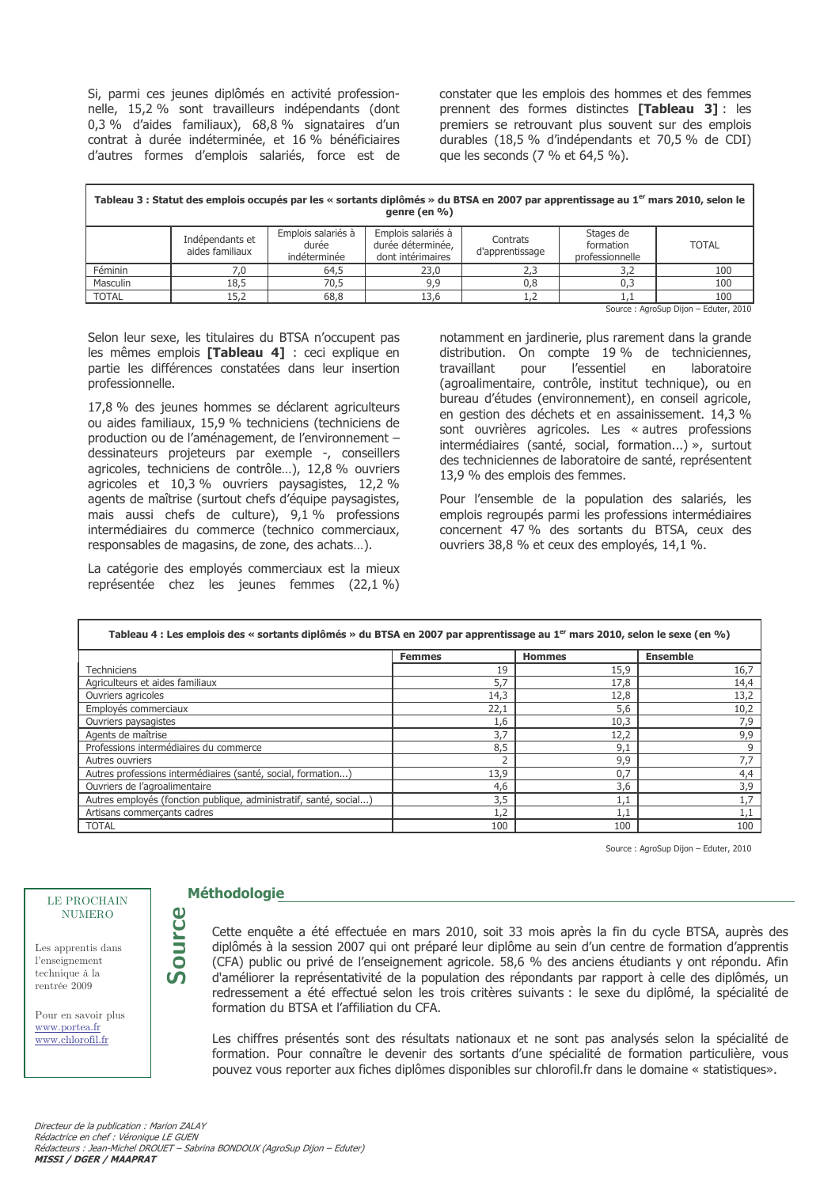Si, parmi ces jeunes diplômés en activité professionnelle, 15,2 % sont travailleurs indépendants (dont 0,3 % d'aides familiaux), 68,8 % signataires d'un contrat à durée indéterminée, et 16 % bénéficiaires d'autres formes d'emplois salariés, force est de constater que les emplois des hommes et des femmes prennent des formes distinctes **[Tableau 3]** : les premiers se retrouvant plus souvent sur des emplois durables (18,5 % d'indépendants et 70,5 % de CDI) que les seconds (7 % et 64,5 %).

**Tableau 3 : Statut des emplois occupés par les « sortants diplômés » du BTSA en 2007 par apprentissage au 1er mars 2010, selon le genre (en %)**

| | Indépendants et aides familiaux | Emplois salariés à durée indéterminée | Emplois salariés à durée déterminée, dont intérimaires | Contrats d'apprentissage | Stages de formation professionnelle | TOTAL |
|---|---|---|---|---|---|---|
| Féminin | 7,0 | 64,5 | 23,0 | 2,3 | 3,2 | 100 |
| Masculin | 18,5 | 70,5 | 9,9 | 0,8 | 0,3 | 100 |
| TOTAL | 15,2 | 68,8 | 13,6 | 1,2 | 1,1 | 100 |

Source : AgroSup Dijon – Eduter, 2010

Selon leur sexe, les titulaires du BTSA n'occupent pas les mêmes emplois **[Tableau 4]** : ceci explique en partie les différences constatées dans leur insertion professionnelle.

17,8 % des jeunes hommes se déclarent agriculteurs ou aides familiaux, 15,9 % techniciens (techniciens de production ou de l'aménagement, de l'environnement – dessinateurs projeteurs par exemple -, conseillers agricoles, techniciens de contrôle…), 12,8 % ouvriers agricoles et 10,3 % ouvriers paysagistes, 12,2 % agents de maîtrise (surtout chefs d'équipe paysagistes, mais aussi chefs de culture), 9,1 % professions intermédiaires du commerce (technico commerciaux, responsables de magasins, de zone, des achats…).

La catégorie des employés commerciaux est la mieux représentée chez les jeunes femmes (22,1 %) notamment en jardinerie, plus rarement dans la grande distribution. On compte 19 % de techniciennes, travaillant pour l'essentiel en laboratoire (agroalimentaire, contrôle, institut technique), ou en bureau d'études (environnement), en conseil agricole, en gestion des déchets et en assainissement. 14,3 % sont ouvrières agricoles. Les « autres professions intermédiaires (santé, social, formation...) », surtout des techniciennes de laboratoire de santé, représentent 13,9 % des emplois des femmes.

Pour l'ensemble de la population des salariés, les emplois regroupés parmi les professions intermédiaires concernent 47 % des sortants du BTSA, ceux des ouvriers 38,8 % et ceux des employés, 14,1 %.

**Tableau 4 : Les emplois des « sortants diplômés » du BTSA en 2007 par apprentissage au 1er mars 2010, selon le sexe (en %)**

| | Femmes | Hommes | Ensemble |
|---|---|---|---|
| Techniciens | 19 | 15,9 | 16,7 |
| Agriculteurs et aides familiaux | 5,7 | 17,8 | 14,4 |
| Ouvriers agricoles | 14,3 | 12,8 | 13,2 |
| Employés commerciaux | 22,1 | 5,6 | 10,2 |
| Ouvriers paysagistes | 1,6 | 10,3 | 7,9 |
| Agents de maîtrise | 3,7 | 12,2 | 9,9 |
| Professions intermédiaires du commerce | 8,5 | 9,1 | 9 |
| Autres ouvriers | 2 | 9,9 | 7,7 |
| Autres professions intermédiaires (santé, social, formation...) | 13,9 | 0,7 | 4,4 |
| Ouvriers de l'agroalimentaire | 4,6 | 3,6 | 3,9 |
| Autres employés (fonction publique, administratif, santé, social...) | 3,5 | 1,1 | 1,7 |
| Artisans commerçants cadres | 1,2 | 1,1 | 1,1 |
| TOTAL | 100 | 100 | 100 |

Source : AgroSup Dijon – Eduter, 2010

LE PROCHAIN NUMERO

Les apprentis dans l'enseignement technique à la rentrée 2009

Pour en savoir plus
www.portea.fr
www.chlorofil.fr

## Source

### Méthodologie

Cette enquête a été effectuée en mars 2010, soit 33 mois après la fin du cycle BTSA, auprès des diplômés à la session 2007 qui ont préparé leur diplôme au sein d'un centre de formation d'apprentis (CFA) public ou privé de l'enseignement agricole. 58,6 % des anciens étudiants y ont répondu. Afin d'améliorer la représentativité de la population des répondants par rapport à celle des diplômés, un redressement a été effectué selon les trois critères suivants : le sexe du diplômé, la spécialité de formation du BTSA et l'affiliation du CFA.

Les chiffres présentés sont des résultats nationaux et ne sont pas analysés selon la spécialité de formation. Pour connaître le devenir des sortants d'une spécialité de formation particulière, vous pouvez vous reporter aux fiches diplômes disponibles sur chlorofil.fr dans le domaine « statistiques».

*Directeur de la publication : Marion ZALAY*
*Rédactrice en chef : Véronique LE GUEN*
*Rédacteurs : Jean-Michel DROUET – Sabrina BONDOUX (AgroSup Dijon – Eduter)*
***MISSI / DGER / MAAPRAT***